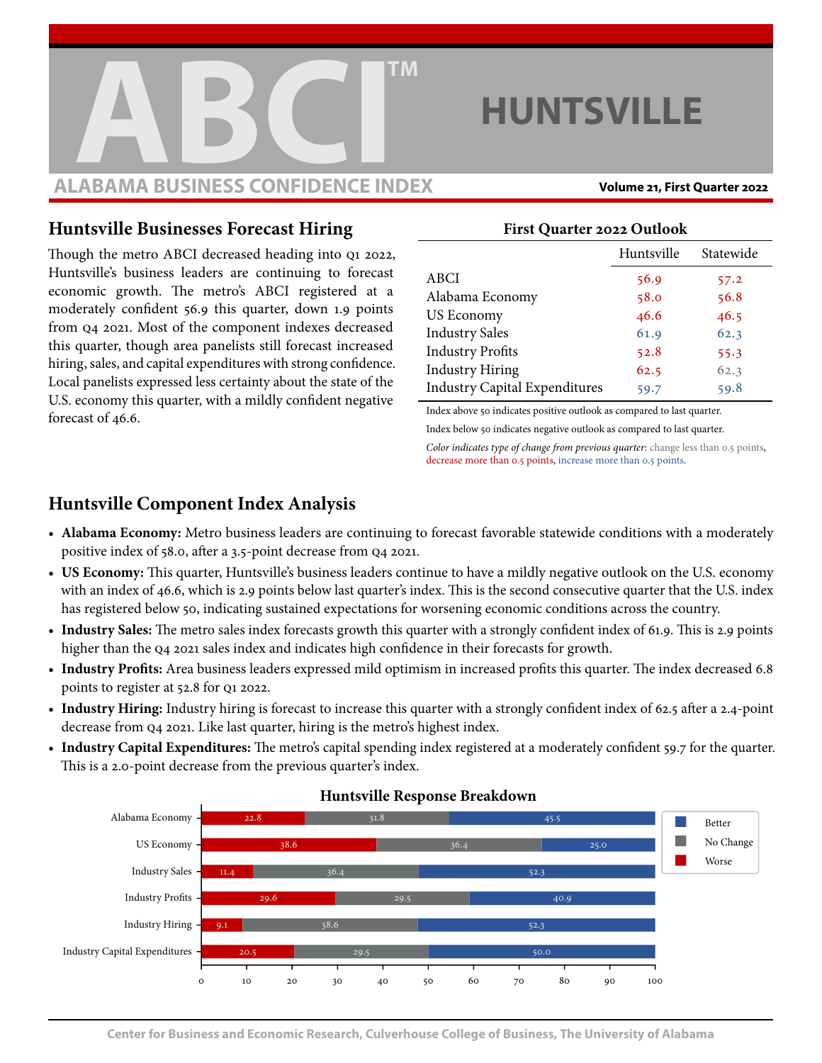# ABCI™ HUNTSVILLE

**ALABAMA BUSINESS CONFIDENCE INDEX**

**Volume 21, First Quarter 2022**

## Huntsville Businesses Forecast Hiring

Though the metro ABCI decreased heading into Q1 2022, Huntsville's business leaders are continuing to forecast economic growth. The metro's ABCI registered at a moderately confident 56.9 this quarter, down 1.9 points from Q4 2021. Most of the component indexes decreased this quarter, though area panelists still forecast increased hiring, sales, and capital expenditures with strong confidence. Local panelists expressed less certainty about the state of the U.S. economy this quarter, with a mildly confident negative forecast of 46.6.

**First Quarter 2022 Outlook**

| | Huntsville | Statewide |
|---|---|---|
| ABCI | 56.9 | 57.2 |
| Alabama Economy | 58.0 | 56.8 |
| US Economy | 46.6 | 46.5 |
| Industry Sales | 61.9 | 62.3 |
| Industry Profits | 52.8 | 55.3 |
| Industry Hiring | 62.5 | 62.3 |
| Industry Capital Expenditures | 59.7 | 59.8 |

Index above 50 indicates positive outlook as compared to last quarter.

Index below 50 indicates negative outlook as compared to last quarter.

*Color indicates type of change from previous quarter*: change less than 0.5 points, decrease more than 0.5 points, increase more than 0.5 points.

## Huntsville Component Index Analysis

- **Alabama Economy:** Metro business leaders are continuing to forecast favorable statewide conditions with a moderately positive index of 58.0, after a 3.5-point decrease from Q4 2021.
- **US Economy:** This quarter, Huntsville's business leaders continue to have a mildly negative outlook on the U.S. economy with an index of 46.6, which is 2.9 points below last quarter's index. This is the second consecutive quarter that the U.S. index has registered below 50, indicating sustained expectations for worsening economic conditions across the country.
- **Industry Sales:** The metro sales index forecasts growth this quarter with a strongly confident index of 61.9. This is 2.9 points higher than the Q4 2021 sales index and indicates high confidence in their forecasts for growth.
- **Industry Profits:** Area business leaders expressed mild optimism in increased profits this quarter. The index decreased 6.8 points to register at 52.8 for Q1 2022.
- **Industry Hiring:** Industry hiring is forecast to increase this quarter with a strongly confident index of 62.5 after a 2.4-point decrease from Q4 2021. Like last quarter, hiring is the metro's highest index.
- **Industry Capital Expenditures:** The metro's capital spending index registered at a moderately confident 59.7 for the quarter. This is a 2.0-point decrease from the previous quarter's index.

**Huntsville Response Breakdown**

| | Worse | No Change | Better |
|---|---|---|---|
| Alabama Economy | 22.8 | 31.8 | 45.5 |
| US Economy | 38.6 | 36.4 | 25.0 |
| Industry Sales | 11.4 | 36.4 | 52.3 |
| Industry Profits | 29.6 | 29.5 | 40.9 |
| Industry Hiring | 9.1 | 38.6 | 52.3 |
| Industry Capital Expenditures | 20.5 | 29.5 | 50.0 |

Center for Business and Economic Research, Culverhouse College of Business, The University of Alabama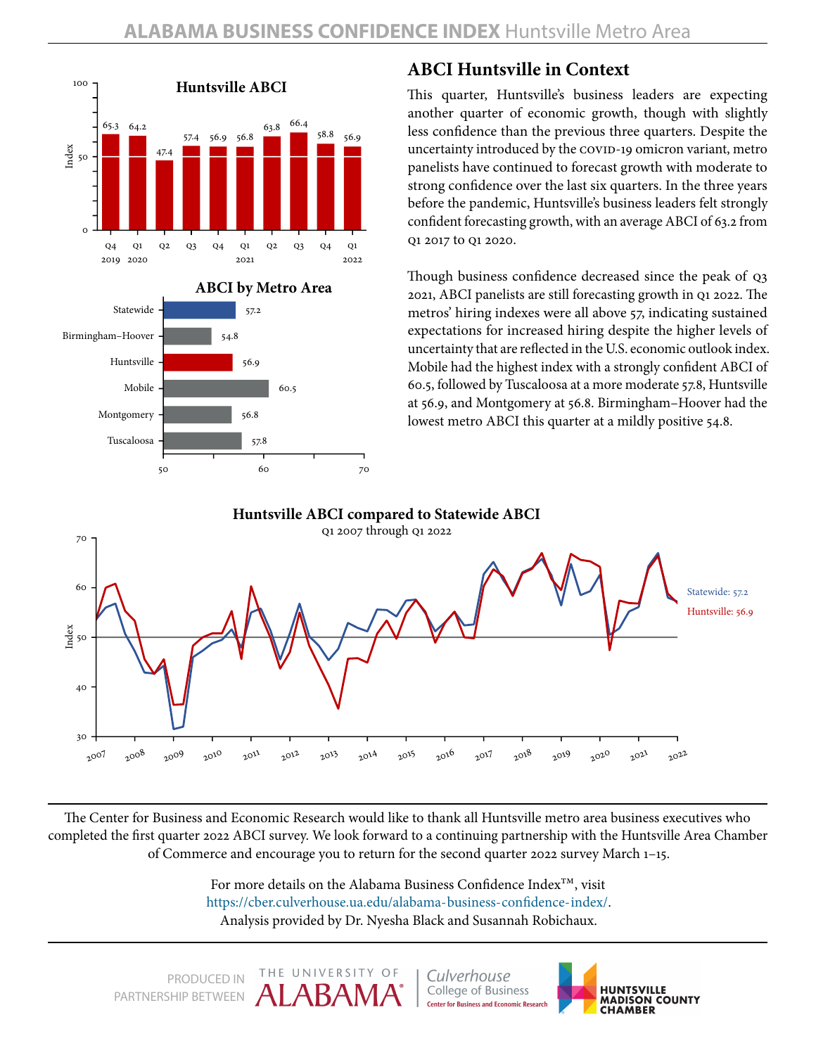# ALABAMA BUSINESS CONFIDENCE INDEX Huntsville Metro Area

**Huntsville ABCI**

Index

100

50

0

65.3 64.2 47.4 57.4 56.9 56.8 63.8 66.4 58.8 56.9

Q4 2019 Q1 2020 Q2 Q3 Q4 Q1 2021 Q2 Q3 Q4 Q1 2022

**ABCI by Metro Area**

Statewide 57.2

Birmingham–Hoover 54.8

Huntsville 56.9

Mobile 60.5

Montgomery 56.8

Tuscaloosa 57.8

50 60 70

## ABCI Huntsville in Context

This quarter, Huntsville's business leaders are expecting another quarter of economic growth, though with slightly less confidence than the previous three quarters. Despite the uncertainty introduced by the COVID-19 omicron variant, metro panelists have continued to forecast growth with moderate to strong confidence over the last six quarters. In the three years before the pandemic, Huntsville's business leaders felt strongly confident forecasting growth, with an average ABCI of 63.2 from Q1 2017 to Q1 2020.

Though business confidence decreased since the peak of Q3 2021, ABCI panelists are still forecasting growth in Q1 2022. The metros' hiring indexes were all above 57, indicating sustained expectations for increased hiring despite the higher levels of uncertainty that are reflected in the U.S. economic outlook index. Mobile had the highest index with a strongly confident ABCI of 60.5, followed by Tuscaloosa at a more moderate 57.8, Huntsville at 56.9, and Montgomery at 56.8. Birmingham–Hoover had the lowest metro ABCI this quarter at a mildly positive 54.8.

**Huntsville ABCI compared to Statewide ABCI**

Q1 2007 through Q1 2022

Index

70

60

50

40

30

2007 2008 2009 2010 2011 2012 2013 2014 2015 2016 2017 2018 2019 2020 2021 2022

Statewide: 57.2

Huntsville: 56.9

---

The Center for Business and Economic Research would like to thank all Huntsville metro area business executives who completed the first quarter 2022 ABCI survey. We look forward to a continuing partnership with the Huntsville Area Chamber of Commerce and encourage you to return for the second quarter 2022 survey March 1–15.

For more details on the Alabama Business Confidence Index™, visit https://cber.culverhouse.ua.edu/alabama-business-confidence-index/.
Analysis provided by Dr. Nyesha Black and Susannah Robichaux.

---

PRODUCED IN PARTNERSHIP BETWEEN THE UNIVERSITY OF ALABAMA® Culverhouse College of Business Center for Business and Economic Research HUNTSVILLE MADISON COUNTY CHAMBER